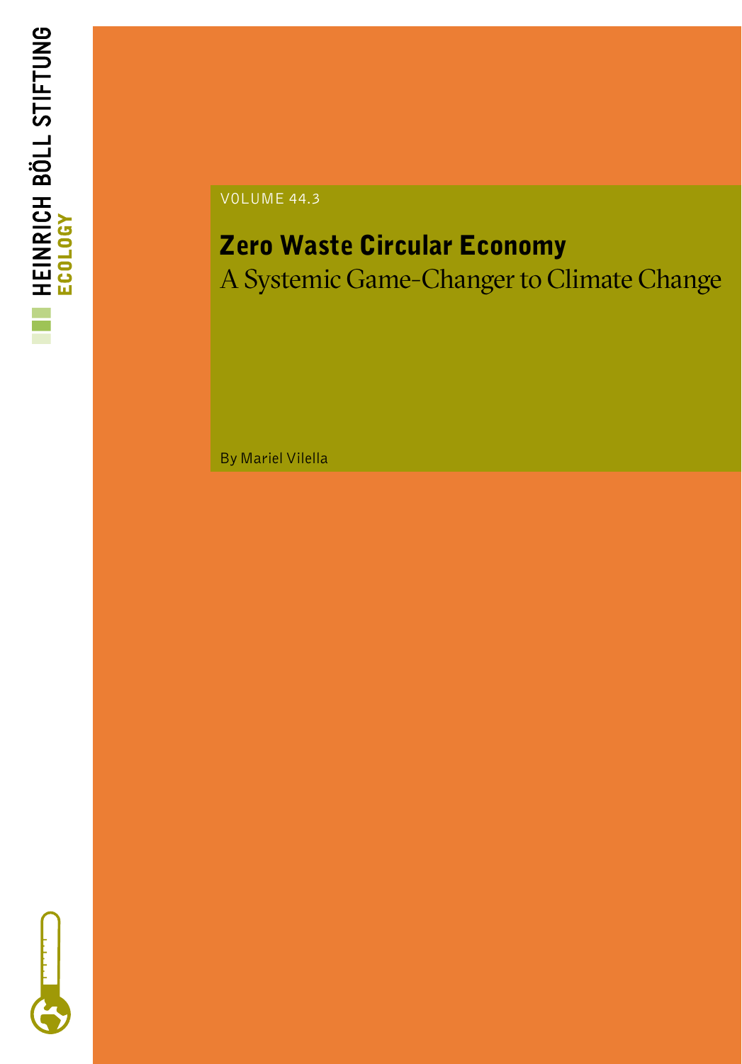HEINRICH BÖLL STIFTUNG
ECOLOGY

VOLUME 44.3

# Zero Waste Circular Economy

## A Systemic Game-Changer to Climate Change

By Mariel Vilella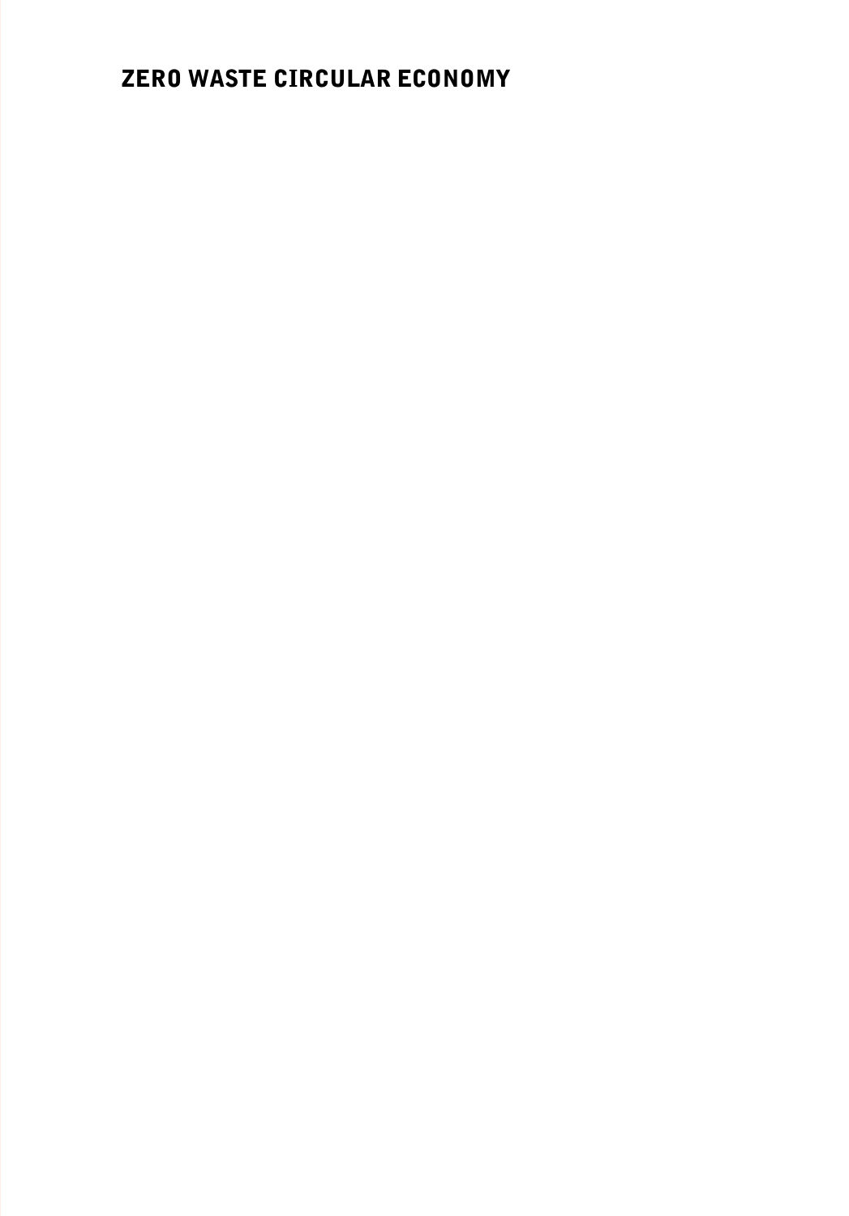# ZERO WASTE CIRCULAR ECONOMY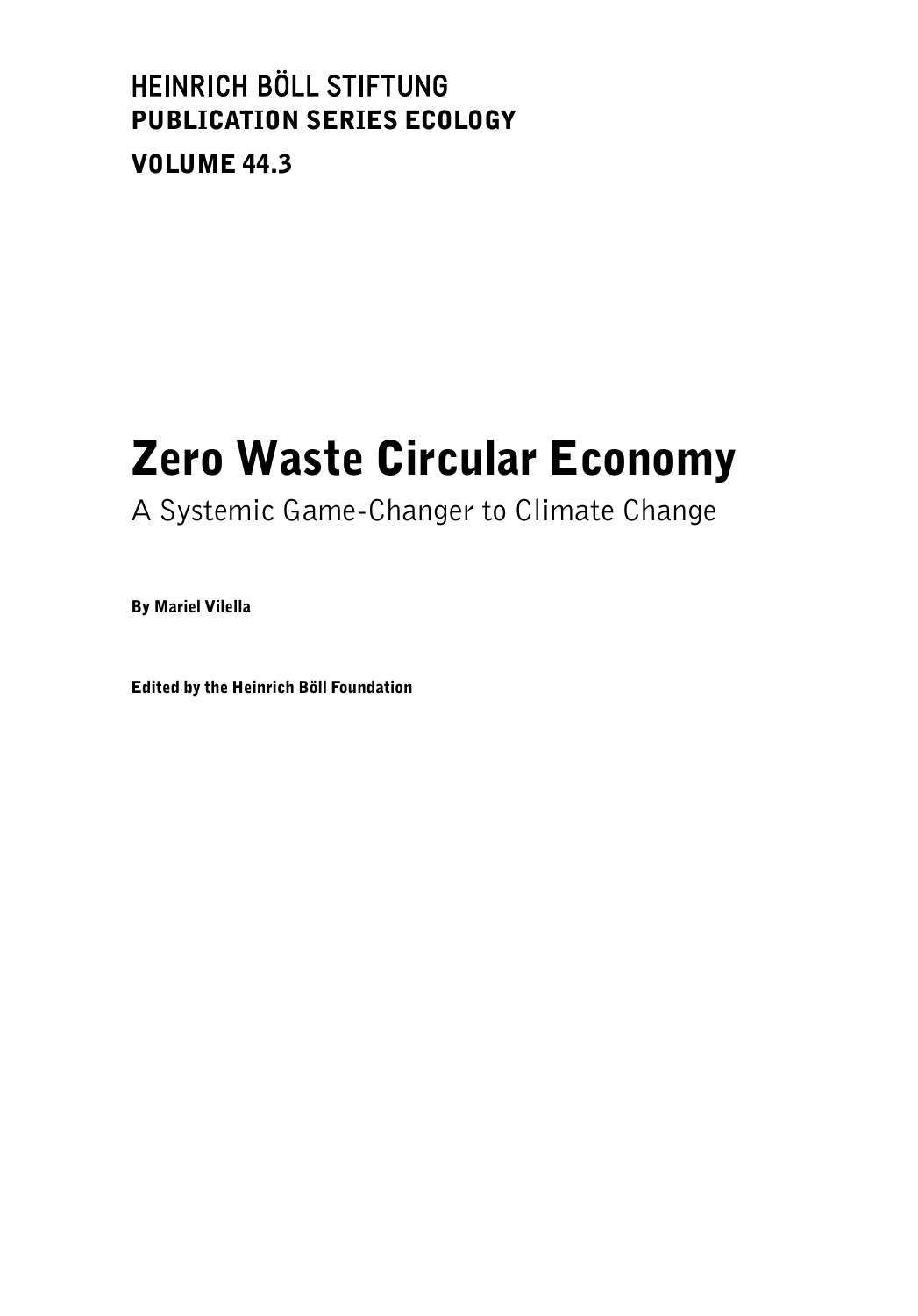HEINRICH BÖLL STIFTUNG
**PUBLICATION SERIES ECOLOGY**

**VOLUME 44.3**

# Zero Waste Circular Economy

A Systemic Game-Changer to Climate Change

**By Mariel Vilella**

**Edited by the Heinrich Böll Foundation**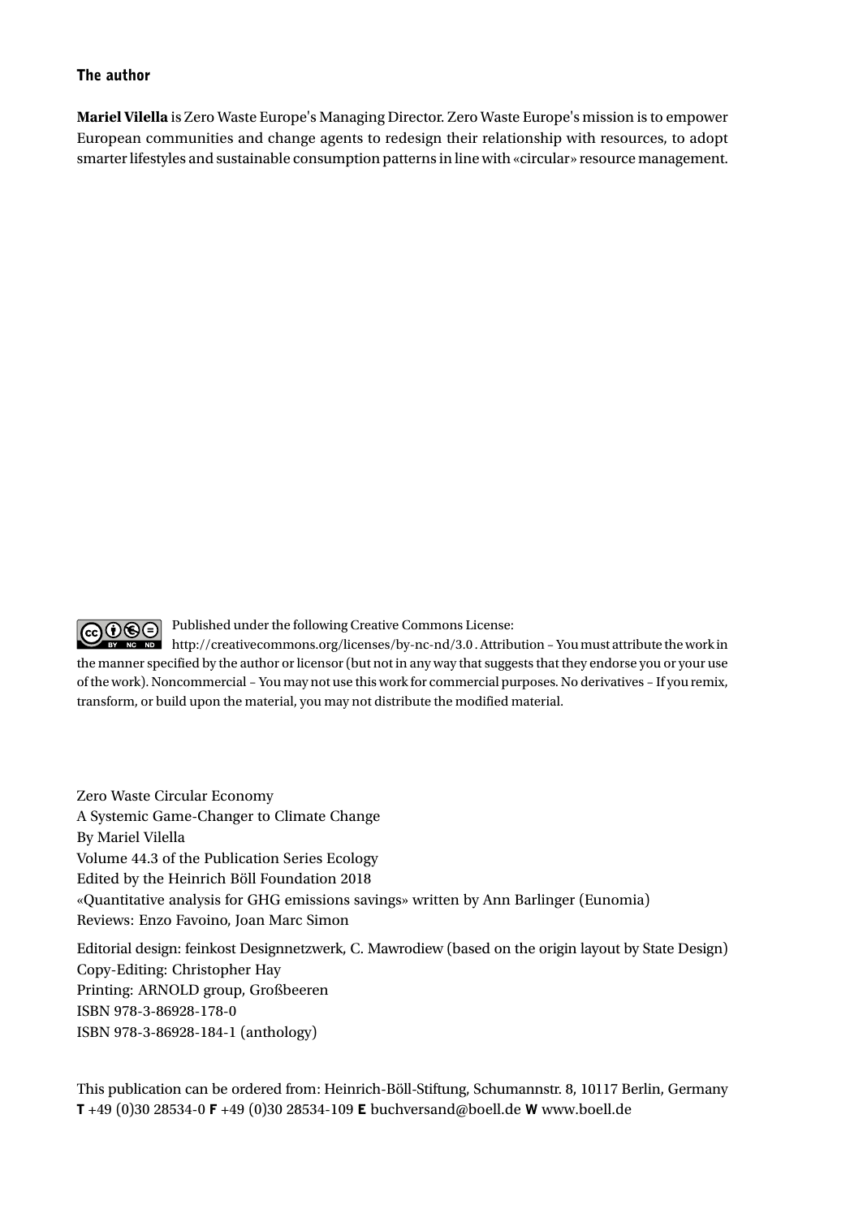## The author

**Mariel Vilella** is Zero Waste Europe's Managing Director. Zero Waste Europe's mission is to empower European communities and change agents to redesign their relationship with resources, to adopt smarter lifestyles and sustainable consumption patterns in line with «circular» resource management.

Published under the following Creative Commons License: http://creativecommons.org/licenses/by-nc-nd/3.0 . Attribution – You must attribute the work in the manner specified by the author or licensor (but not in any way that suggests that they endorse you or your use of the work). Noncommercial – You may not use this work for commercial purposes. No derivatives – If you remix, transform, or build upon the material, you may not distribute the modified material.

Zero Waste Circular Economy
A Systemic Game-Changer to Climate Change
By Mariel Vilella
Volume 44.3 of the Publication Series Ecology
Edited by the Heinrich Böll Foundation 2018
«Quantitative analysis for GHG emissions savings» written by Ann Barlinger (Eunomia)
Reviews: Enzo Favoino, Joan Marc Simon

Editorial design: feinkost Designnetzwerk, C. Mawrodiew (based on the origin layout by State Design)
Copy-Editing: Christopher Hay
Printing: ARNOLD group, Großbeeren
ISBN 978-3-86928-178-0
ISBN 978-3-86928-184-1 (anthology)

This publication can be ordered from: Heinrich-Böll-Stiftung, Schumannstr. 8, 10117 Berlin, Germany
**T** +49 (0)30 28534-0 **F** +49 (0)30 28534-109 **E** buchversand@boell.de **W** www.boell.de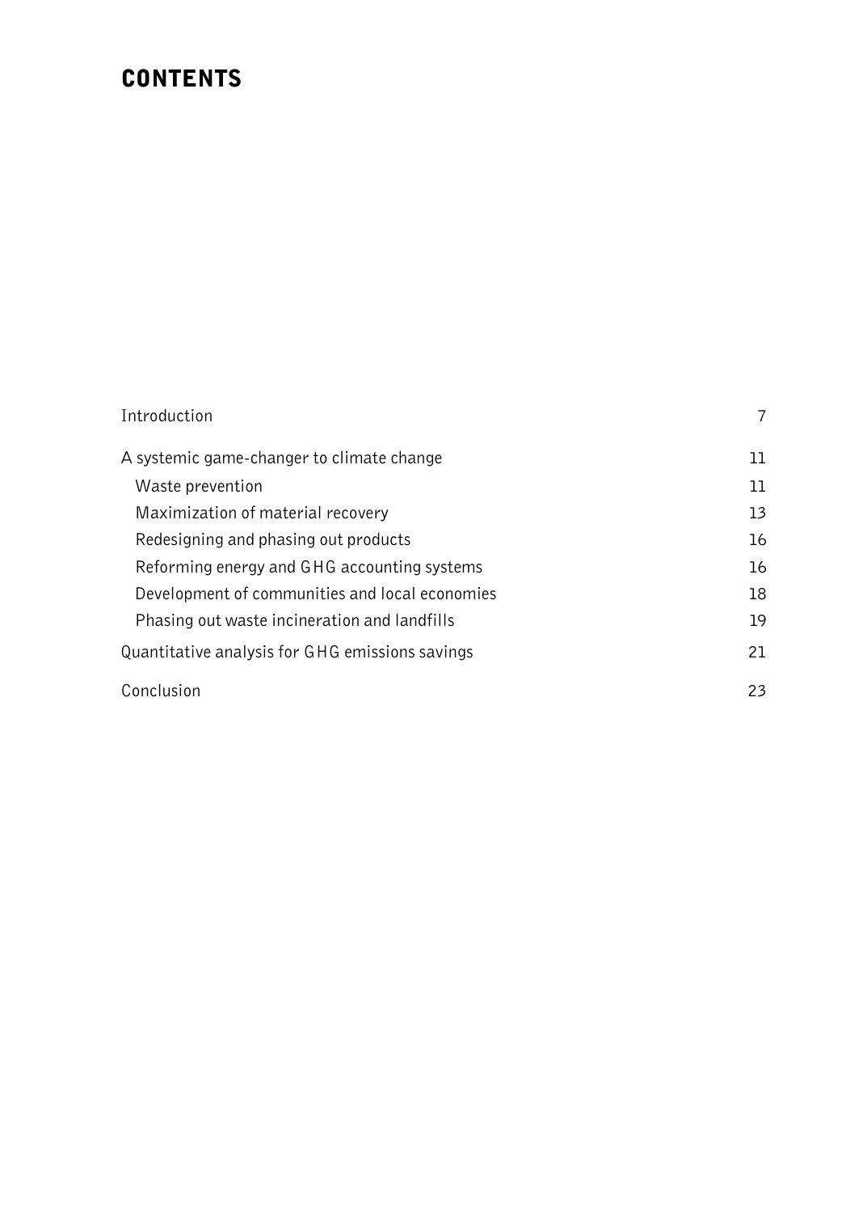# CONTENTS

| | |
|---|---|
| Introduction | 7 |
| A systemic game-changer to climate change | 11 |
| Waste prevention | 11 |
| Maximization of material recovery | 13 |
| Redesigning and phasing out products | 16 |
| Reforming energy and GHG accounting systems | 16 |
| Development of communities and local economies | 18 |
| Phasing out waste incineration and landfills | 19 |
| Quantitative analysis for GHG emissions savings | 21 |
| Conclusion | 23 |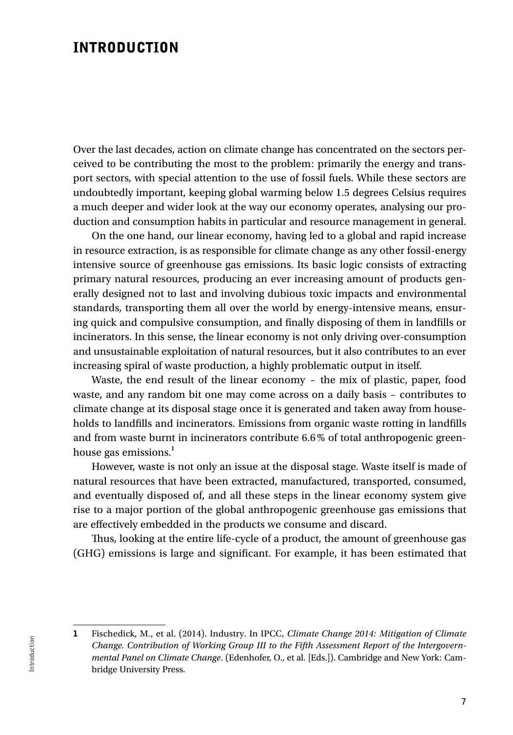# INTRODUCTION

Over the last decades, action on climate change has concentrated on the sectors perceived to be contributing the most to the problem: primarily the energy and transport sectors, with special attention to the use of fossil fuels. While these sectors are undoubtedly important, keeping global warming below 1.5 degrees Celsius requires a much deeper and wider look at the way our economy operates, analysing our production and consumption habits in particular and resource management in general.

On the one hand, our linear economy, having led to a global and rapid increase in resource extraction, is as responsible for climate change as any other fossil-energy intensive source of greenhouse gas emissions. Its basic logic consists of extracting primary natural resources, producing an ever increasing amount of products generally designed not to last and involving dubious toxic impacts and environmental standards, transporting them all over the world by energy-intensive means, ensuring quick and compulsive consumption, and finally disposing of them in landfills or incinerators. In this sense, the linear economy is not only driving over-consumption and unsustainable exploitation of natural resources, but it also contributes to an ever increasing spiral of waste production, a highly problematic output in itself.

Waste, the end result of the linear economy – the mix of plastic, paper, food waste, and any random bit one may come across on a daily basis – contributes to climate change at its disposal stage once it is generated and taken away from households to landfills and incinerators. Emissions from organic waste rotting in landfills and from waste burnt in incinerators contribute 6.6% of total anthropogenic greenhouse gas emissions.[1]

However, waste is not only an issue at the disposal stage. Waste itself is made of natural resources that have been extracted, manufactured, transported, consumed, and eventually disposed of, and all these steps in the linear economy system give rise to a major portion of the global anthropogenic greenhouse gas emissions that are effectively embedded in the products we consume and discard.

Thus, looking at the entire life-cycle of a product, the amount of greenhouse gas (GHG) emissions is large and significant. For example, it has been estimated that

---

**1** Fischedick, M., et al. (2014). Industry. In IPCC, *Climate Change 2014: Mitigation of Climate Change. Contribution of Working Group III to the Fifth Assessment Report of the Intergovernmental Panel on Climate Change*. (Edenhofer, O., et al. [Eds.]). Cambridge and New York: Cambridge University Press.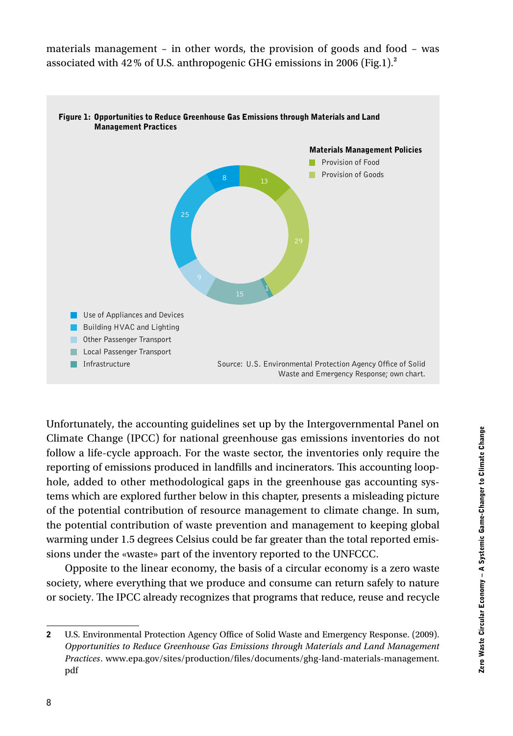materials management – in other words, the provision of goods and food – was associated with 42 % of U.S. anthropogenic GHG emissions in 2006 (Fig.1).[2]

**Figure 1: Opportunities to Reduce Greenhouse Gas Emissions through Materials and Land Management Practices**

**Materials Management Policies**

- Provision of Food
- Provision of Goods

- Use of Appliances and Devices
- Building HVAC and Lighting
- Other Passenger Transport
- Local Passenger Transport
- Infrastructure

| Category | Value |
|---|---|
| Provision of Food | 13 |
| Provision of Goods | 29 |
| Infrastructure | 1 |
| Local Passenger Transport | 15 |
| Other Passenger Transport | 9 |
| Building HVAC and Lighting | 25 |
| Use of Appliances and Devices | 8 |

Source: U.S. Environmental Protection Agency Office of Solid Waste and Emergency Response; own chart.

Unfortunately, the accounting guidelines set up by the Intergovernmental Panel on Climate Change (IPCC) for national greenhouse gas emissions inventories do not follow a life-cycle approach. For the waste sector, the inventories only require the reporting of emissions produced in landfills and incinerators. This accounting loophole, added to other methodological gaps in the greenhouse gas accounting systems which are explored further below in this chapter, presents a misleading picture of the potential contribution of resource management to climate change. In sum, the potential contribution of waste prevention and management to keeping global warming under 1.5 degrees Celsius could be far greater than the total reported emissions under the «waste» part of the inventory reported to the UNFCCC.

Opposite to the linear economy, the basis of a circular economy is a zero waste society, where everything that we produce and consume can return safely to nature or society. The IPCC already recognizes that programs that reduce, reuse and recycle

---

2 U.S. Environmental Protection Agency Office of Solid Waste and Emergency Response. (2009). *Opportunities to Reduce Greenhouse Gas Emissions through Materials and Land Management Practices*. www.epa.gov/sites/production/files/documents/ghg-land-materials-management.pdf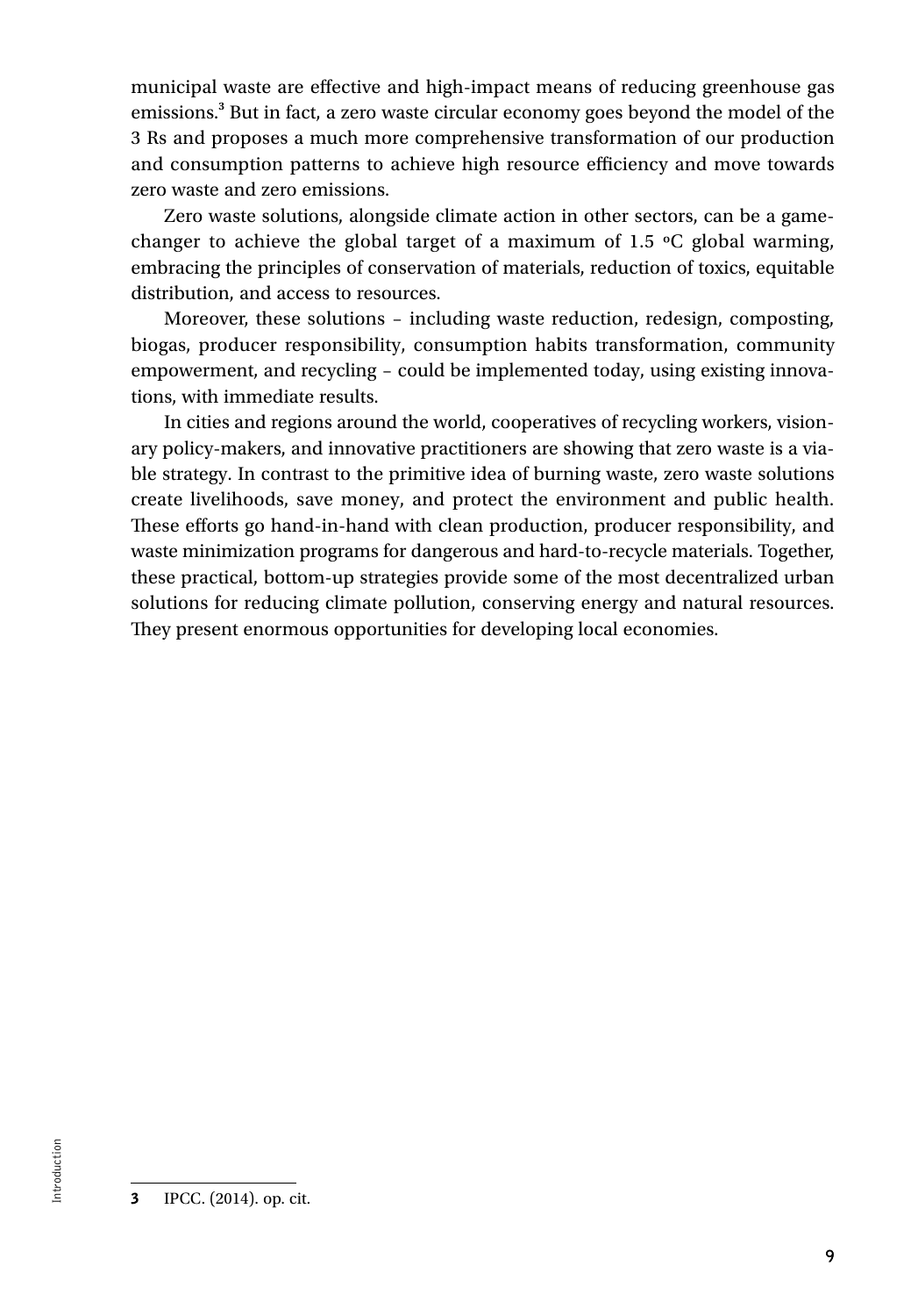municipal waste are effective and high-impact means of reducing greenhouse gas emissions.[3] But in fact, a zero waste circular economy goes beyond the model of the 3 Rs and proposes a much more comprehensive transformation of our production and consumption patterns to achieve high resource efficiency and move towards zero waste and zero emissions.

Zero waste solutions, alongside climate action in other sectors, can be a game-changer to achieve the global target of a maximum of 1.5 ºC global warming, embracing the principles of conservation of materials, reduction of toxics, equitable distribution, and access to resources.

Moreover, these solutions – including waste reduction, redesign, composting, biogas, producer responsibility, consumption habits transformation, community empowerment, and recycling – could be implemented today, using existing innovations, with immediate results.

In cities and regions around the world, cooperatives of recycling workers, visionary policy-makers, and innovative practitioners are showing that zero waste is a viable strategy. In contrast to the primitive idea of burning waste, zero waste solutions create livelihoods, save money, and protect the environment and public health. These efforts go hand-in-hand with clean production, producer responsibility, and waste minimization programs for dangerous and hard-to-recycle materials. Together, these practical, bottom-up strategies provide some of the most decentralized urban solutions for reducing climate pollution, conserving energy and natural resources. They present enormous opportunities for developing local economies.

---

**3** IPCC. (2014). op. cit.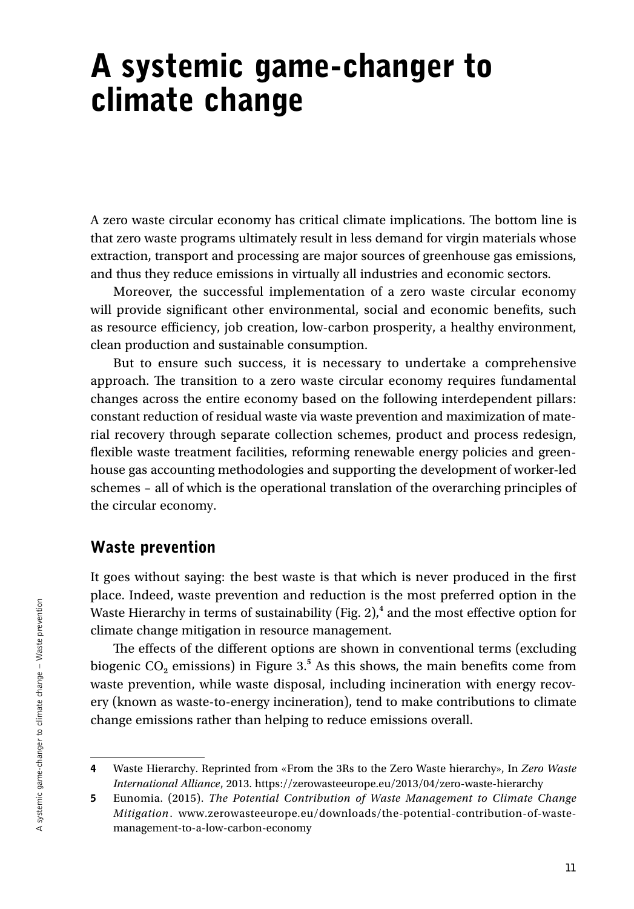# A systemic game-changer to climate change

A zero waste circular economy has critical climate implications. The bottom line is that zero waste programs ultimately result in less demand for virgin materials whose extraction, transport and processing are major sources of greenhouse gas emissions, and thus they reduce emissions in virtually all industries and economic sectors.

Moreover, the successful implementation of a zero waste circular economy will provide significant other environmental, social and economic benefits, such as resource efficiency, job creation, low-carbon prosperity, a healthy environment, clean production and sustainable consumption.

But to ensure such success, it is necessary to undertake a comprehensive approach. The transition to a zero waste circular economy requires fundamental changes across the entire economy based on the following interdependent pillars: constant reduction of residual waste via waste prevention and maximization of material recovery through separate collection schemes, product and process redesign, flexible waste treatment facilities, reforming renewable energy policies and greenhouse gas accounting methodologies and supporting the development of worker-led schemes – all of which is the operational translation of the overarching principles of the circular economy.

## Waste prevention

It goes without saying: the best waste is that which is never produced in the first place. Indeed, waste prevention and reduction is the most preferred option in the Waste Hierarchy in terms of sustainability (Fig. 2),[4] and the most effective option for climate change mitigation in resource management.

The effects of the different options are shown in conventional terms (excluding biogenic $CO_2$ emissions) in Figure 3.[5] As this shows, the main benefits come from waste prevention, while waste disposal, including incineration with energy recovery (known as waste-to-energy incineration), tend to make contributions to climate change emissions rather than helping to reduce emissions overall.

---

**4** Waste Hierarchy. Reprinted from «From the 3Rs to the Zero Waste hierarchy», In *Zero Waste International Alliance*, 2013. https://zerowasteeurope.eu/2013/04/zero-waste-hierarchy

**5** Eunomia. (2015). *The Potential Contribution of Waste Management to Climate Change Mitigation*. www.zerowasteeurope.eu/downloads/the-potential-contribution-of-waste-management-to-a-low-carbon-economy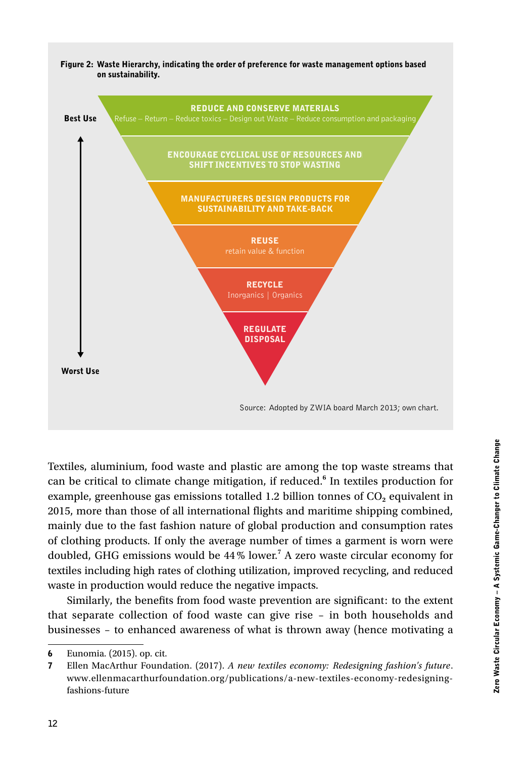**Figure 2: Waste Hierarchy, indicating the order of preference for waste management options based on sustainability.**

Best Use

**REDUCE AND CONSERVE MATERIALS**
Refuse – Return – Reduce toxics – Design out Waste – Reduce consumption and packaging

**ENCOURAGE CYCLICAL USE OF RESOURCES AND SHIFT INCENTIVES TO STOP WASTING**

**MANUFACTURERS DESIGN PRODUCTS FOR SUSTAINABILITY AND TAKE-BACK**

**REUSE**
retain value & function

**RECYCLE**
Inorganics | Organics

**REGULATE DISPOSAL**

Worst Use

Source: Adopted by ZWIA board March 2013; own chart.

Textiles, aluminium, food waste and plastic are among the top waste streams that can be critical to climate change mitigation, if reduced.[6] In textiles production for example, greenhouse gas emissions totalled 1.2 billion tonnes of $CO_2$ equivalent in 2015, more than those of all international flights and maritime shipping combined, mainly due to the fast fashion nature of global production and consumption rates of clothing products. If only the average number of times a garment is worn were doubled, GHG emissions would be 44 % lower.[7] A zero waste circular economy for textiles including high rates of clothing utilization, improved recycling, and reduced waste in production would reduce the negative impacts.

Similarly, the benefits from food waste prevention are significant: to the extent that separate collection of food waste can give rise – in both households and businesses – to enhanced awareness of what is thrown away (hence motivating a

---

6 Eunomia. (2015). op. cit.

7 Ellen MacArthur Foundation. (2017). *A new textiles economy: Redesigning fashion's future*. www.ellenmacarthurfoundation.org/publications/a-new-textiles-economy-redesigning-fashions-future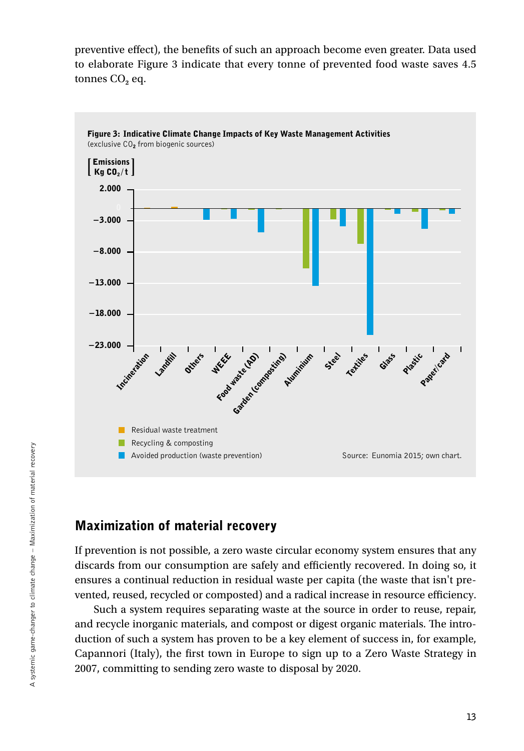preventive effect), the benefits of such an approach become even greater. Data used to elaborate Figure 3 indicate that every tonne of prevented food waste saves 4.5 tonnes $CO_2$ eq.

**Figure 3: Indicative Climate Change Impacts of Key Waste Management Activities**
(exclusive $CO_2$ from biogenic sources)

Emissions Kg $CO_2$/t

2.000
0
−3.000
−8.000
−13.000
−18.000
−23.000

Incineration, Landfill, Others, WEEE, Food waste (AD), Garden (composting), Aluminium, Steel, Textiles, Glass, Plastic, Paper/card

- Residual waste treatment
- Recycling & composting
- Avoided production (waste prevention)

Source: Eunomia 2015; own chart.

## Maximization of material recovery

If prevention is not possible, a zero waste circular economy system ensures that any discards from our consumption are safely and efficiently recovered. In doing so, it ensures a continual reduction in residual waste per capita (the waste that isn't prevented, reused, recycled or composted) and a radical increase in resource efficiency.

Such a system requires separating waste at the source in order to reuse, repair, and recycle inorganic materials, and compost or digest organic materials. The introduction of such a system has proven to be a key element of success in, for example, Capannori (Italy), the first town in Europe to sign up to a Zero Waste Strategy in 2007, committing to sending zero waste to disposal by 2020.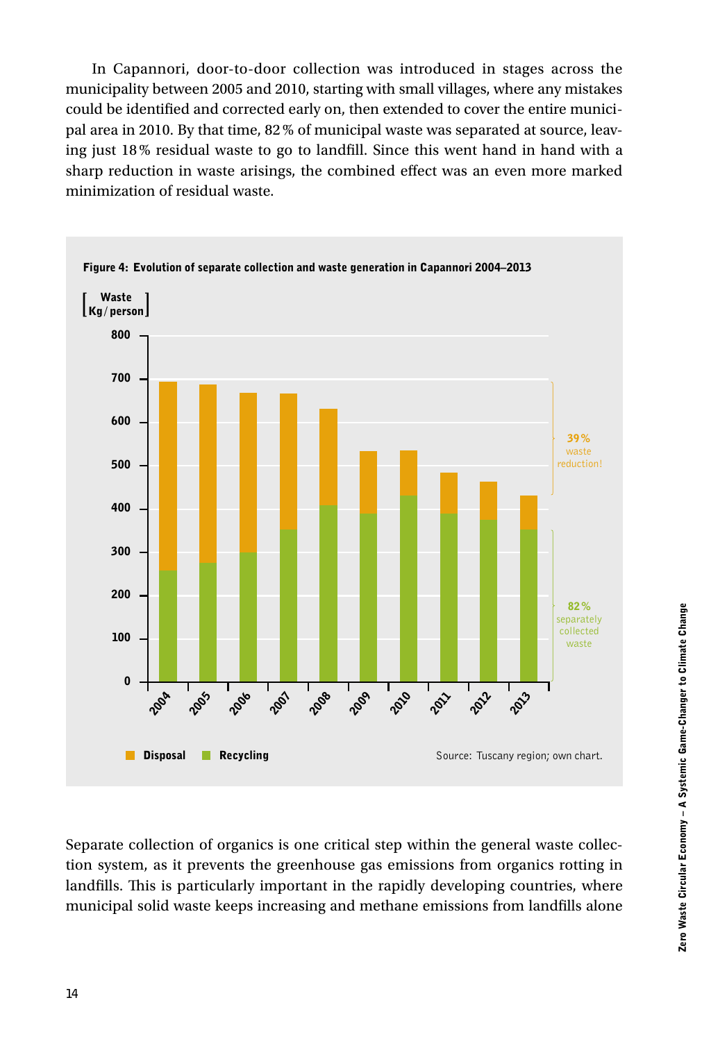In Capannori, door-to-door collection was introduced in stages across the municipality between 2005 and 2010, starting with small villages, where any mistakes could be identified and corrected early on, then extended to cover the entire municipal area in 2010. By that time, 82 % of municipal waste was separated at source, leaving just 18 % residual waste to go to landfill. Since this went hand in hand with a sharp reduction in waste arisings, the combined effect was an even more marked minimization of residual waste.

**Figure 4: Evolution of separate collection and waste generation in Capannori 2004–2013**

[ Waste Kg / person ]

39 % waste reduction!

82 % separately collected waste

Disposal Recycling

Source: Tuscany region; own chart.

Separate collection of organics is one critical step within the general waste collection system, as it prevents the greenhouse gas emissions from organics rotting in landfills. This is particularly important in the rapidly developing countries, where municipal solid waste keeps increasing and methane emissions from landfills alone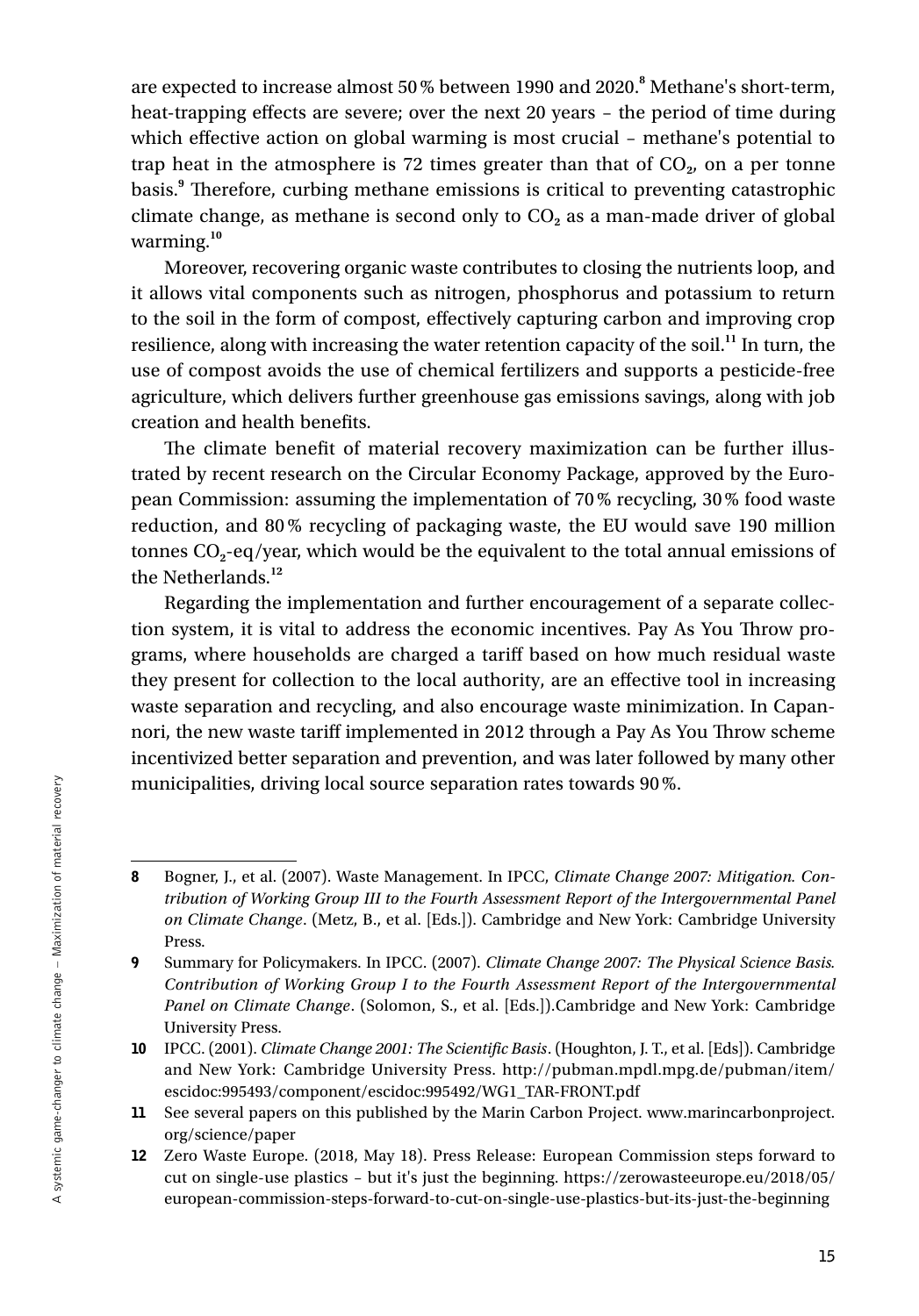are expected to increase almost 50 % between 1990 and 2020.[8] Methane's short-term, heat-trapping effects are severe; over the next 20 years – the period of time during which effective action on global warming is most crucial – methane's potential to trap heat in the atmosphere is 72 times greater than that of $CO_2$, on a per tonne basis.[9] Therefore, curbing methane emissions is critical to preventing catastrophic climate change, as methane is second only to $CO_2$ as a man-made driver of global warming.[10]

Moreover, recovering organic waste contributes to closing the nutrients loop, and it allows vital components such as nitrogen, phosphorus and potassium to return to the soil in the form of compost, effectively capturing carbon and improving crop resilience, along with increasing the water retention capacity of the soil.[11] In turn, the use of compost avoids the use of chemical fertilizers and supports a pesticide-free agriculture, which delivers further greenhouse gas emissions savings, along with job creation and health benefits.

The climate benefit of material recovery maximization can be further illustrated by recent research on the Circular Economy Package, approved by the European Commission: assuming the implementation of 70 % recycling, 30 % food waste reduction, and 80 % recycling of packaging waste, the EU would save 190 million tonnes $CO_2$-eq/year, which would be the equivalent to the total annual emissions of the Netherlands.[12]

Regarding the implementation and further encouragement of a separate collection system, it is vital to address the economic incentives. Pay As You Throw programs, where households are charged a tariff based on how much residual waste they present for collection to the local authority, are an effective tool in increasing waste separation and recycling, and also encourage waste minimization. In Capannori, the new waste tariff implemented in 2012 through a Pay As You Throw scheme incentivized better separation and prevention, and was later followed by many other municipalities, driving local source separation rates towards 90 %.

---

**8** Bogner, J., et al. (2007). Waste Management. In IPCC, *Climate Change 2007: Mitigation. Contribution of Working Group III to the Fourth Assessment Report of the Intergovernmental Panel on Climate Change*. (Metz, B., et al. [Eds.]). Cambridge and New York: Cambridge University Press.

**9** Summary for Policymakers. In IPCC. (2007). *Climate Change 2007: The Physical Science Basis. Contribution of Working Group I to the Fourth Assessment Report of the Intergovernmental Panel on Climate Change*. (Solomon, S., et al. [Eds.]).Cambridge and New York: Cambridge University Press.

**10** IPCC. (2001). *Climate Change 2001: The Scientific Basis*. (Houghton, J. T., et al. [Eds]). Cambridge and New York: Cambridge University Press. http://pubman.mpdl.mpg.de/pubman/item/escidoc:995493/component/escidoc:995492/WG1_TAR-FRONT.pdf

**11** See several papers on this published by the Marin Carbon Project. www.marincarbonproject.org/science/paper

**12** Zero Waste Europe. (2018, May 18). Press Release: European Commission steps forward to cut on single-use plastics – but it's just the beginning. https://zerowasteeurope.eu/2018/05/european-commission-steps-forward-to-cut-on-single-use-plastics-but-its-just-the-beginning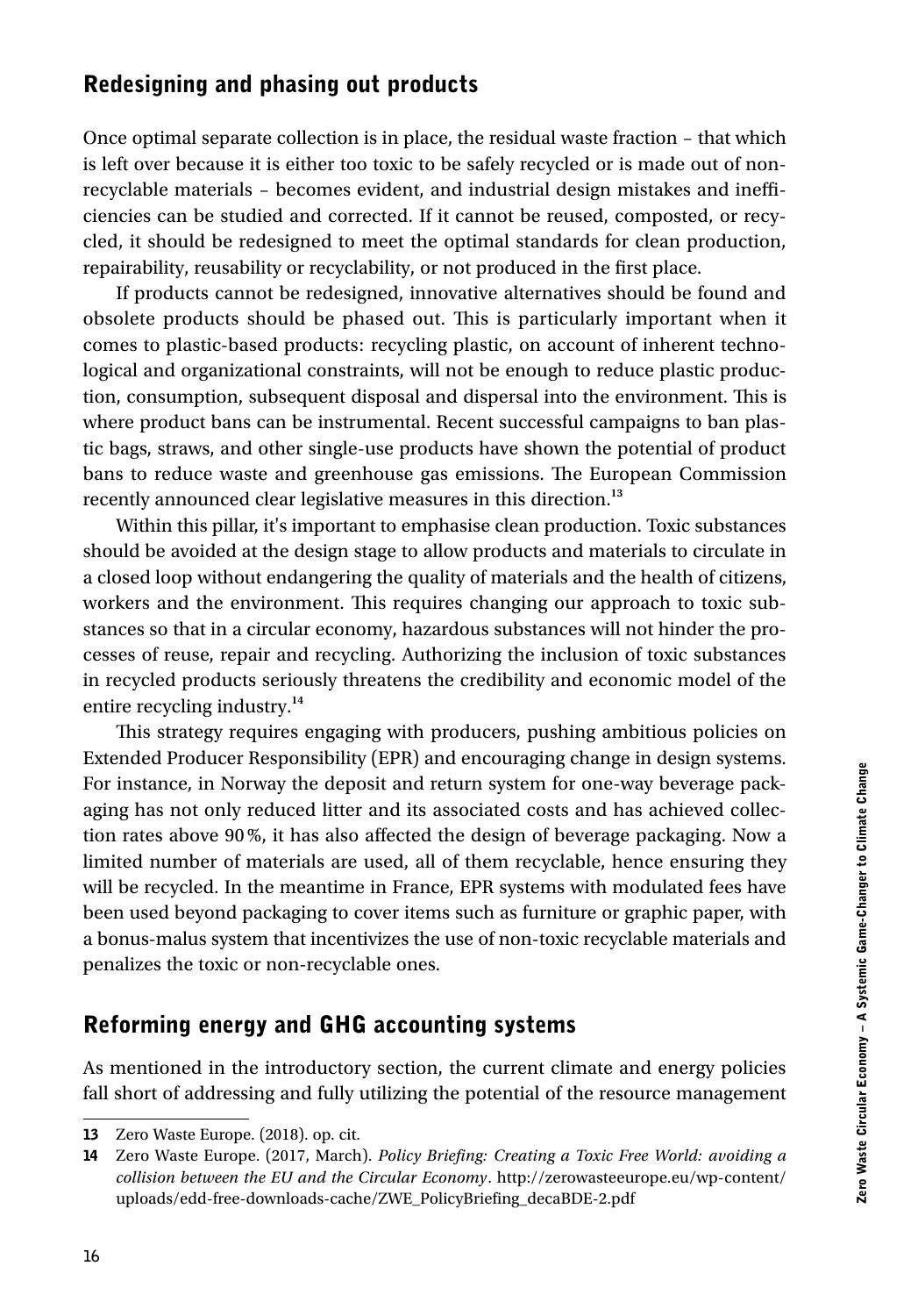## Redesigning and phasing out products

Once optimal separate collection is in place, the residual waste fraction – that which is left over because it is either too toxic to be safely recycled or is made out of non-recyclable materials – becomes evident, and industrial design mistakes and inefficiencies can be studied and corrected. If it cannot be reused, composted, or recycled, it should be redesigned to meet the optimal standards for clean production, repairability, reusability or recyclability, or not produced in the first place.

If products cannot be redesigned, innovative alternatives should be found and obsolete products should be phased out. This is particularly important when it comes to plastic-based products: recycling plastic, on account of inherent technological and organizational constraints, will not be enough to reduce plastic production, consumption, subsequent disposal and dispersal into the environment. This is where product bans can be instrumental. Recent successful campaigns to ban plastic bags, straws, and other single-use products have shown the potential of product bans to reduce waste and greenhouse gas emissions. The European Commission recently announced clear legislative measures in this direction.[13]

Within this pillar, it's important to emphasise clean production. Toxic substances should be avoided at the design stage to allow products and materials to circulate in a closed loop without endangering the quality of materials and the health of citizens, workers and the environment. This requires changing our approach to toxic substances so that in a circular economy, hazardous substances will not hinder the processes of reuse, repair and recycling. Authorizing the inclusion of toxic substances in recycled products seriously threatens the credibility and economic model of the entire recycling industry.[14]

This strategy requires engaging with producers, pushing ambitious policies on Extended Producer Responsibility (EPR) and encouraging change in design systems. For instance, in Norway the deposit and return system for one-way beverage packaging has not only reduced litter and its associated costs and has achieved collection rates above 90%, it has also affected the design of beverage packaging. Now a limited number of materials are used, all of them recyclable, hence ensuring they will be recycled. In the meantime in France, EPR systems with modulated fees have been used beyond packaging to cover items such as furniture or graphic paper, with a bonus-malus system that incentivizes the use of non-toxic recyclable materials and penalizes the toxic or non-recyclable ones.

## Reforming energy and GHG accounting systems

As mentioned in the introductory section, the current climate and energy policies fall short of addressing and fully utilizing the potential of the resource management

---

**13** Zero Waste Europe. (2018). op. cit.

**14** Zero Waste Europe. (2017, March). *Policy Briefing: Creating a Toxic Free World: avoiding a collision between the EU and the Circular Economy*. http://zerowasteeurope.eu/wp-content/uploads/edd-free-downloads-cache/ZWE_PolicyBriefing_decaBDE-2.pdf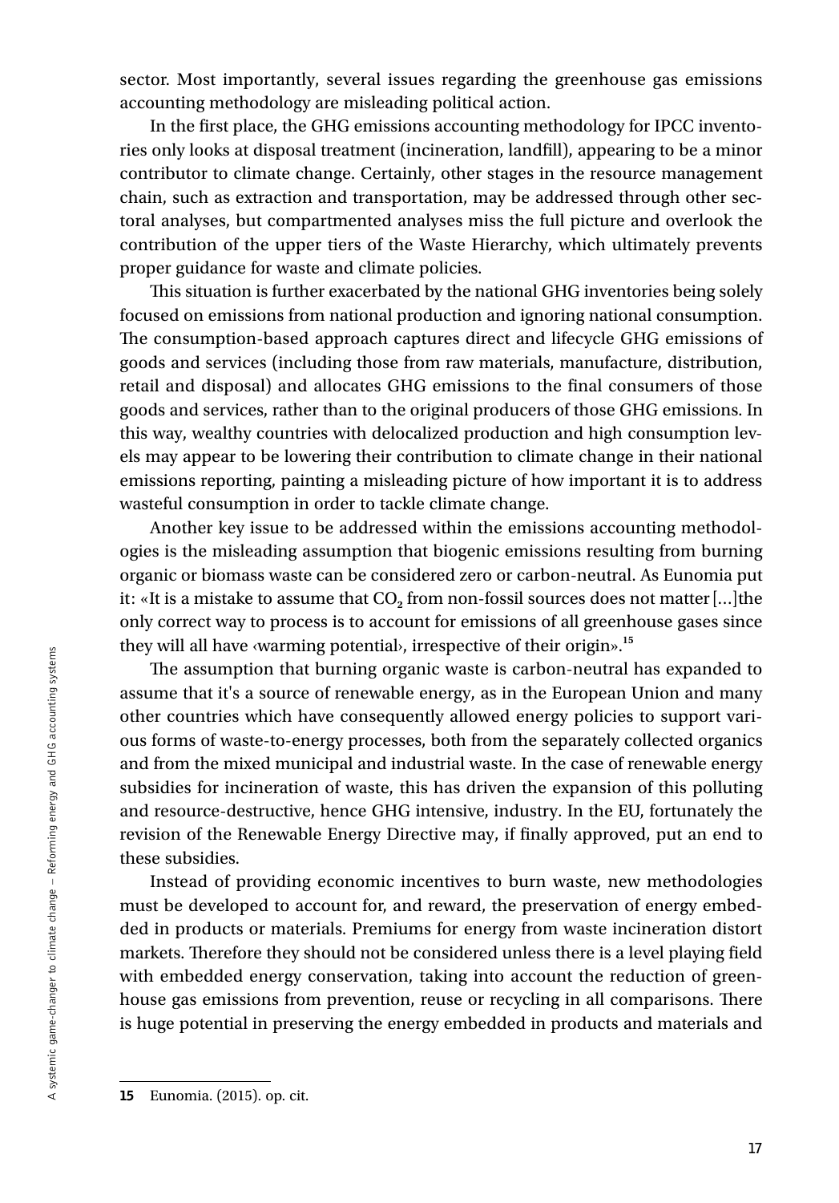sector. Most importantly, several issues regarding the greenhouse gas emissions accounting methodology are misleading political action.

In the first place, the GHG emissions accounting methodology for IPCC inventories only looks at disposal treatment (incineration, landfill), appearing to be a minor contributor to climate change. Certainly, other stages in the resource management chain, such as extraction and transportation, may be addressed through other sectoral analyses, but compartmented analyses miss the full picture and overlook the contribution of the upper tiers of the Waste Hierarchy, which ultimately prevents proper guidance for waste and climate policies.

This situation is further exacerbated by the national GHG inventories being solely focused on emissions from national production and ignoring national consumption. The consumption-based approach captures direct and lifecycle GHG emissions of goods and services (including those from raw materials, manufacture, distribution, retail and disposal) and allocates GHG emissions to the final consumers of those goods and services, rather than to the original producers of those GHG emissions. In this way, wealthy countries with delocalized production and high consumption levels may appear to be lowering their contribution to climate change in their national emissions reporting, painting a misleading picture of how important it is to address wasteful consumption in order to tackle climate change.

Another key issue to be addressed within the emissions accounting methodologies is the misleading assumption that biogenic emissions resulting from burning organic or biomass waste can be considered zero or carbon-neutral. As Eunomia put it: «It is a mistake to assume that $CO_2$ from non-fossil sources does not matter [...]the only correct way to process is to account for emissions of all greenhouse gases since they will all have ‹warming potential›, irrespective of their origin».[15]

The assumption that burning organic waste is carbon-neutral has expanded to assume that it's a source of renewable energy, as in the European Union and many other countries which have consequently allowed energy policies to support various forms of waste-to-energy processes, both from the separately collected organics and from the mixed municipal and industrial waste. In the case of renewable energy subsidies for incineration of waste, this has driven the expansion of this polluting and resource-destructive, hence GHG intensive, industry. In the EU, fortunately the revision of the Renewable Energy Directive may, if finally approved, put an end to these subsidies.

Instead of providing economic incentives to burn waste, new methodologies must be developed to account for, and reward, the preservation of energy embedded in products or materials. Premiums for energy from waste incineration distort markets. Therefore they should not be considered unless there is a level playing field with embedded energy conservation, taking into account the reduction of greenhouse gas emissions from prevention, reuse or recycling in all comparisons. There is huge potential in preserving the energy embedded in products and materials and

15 Eunomia. (2015). op. cit.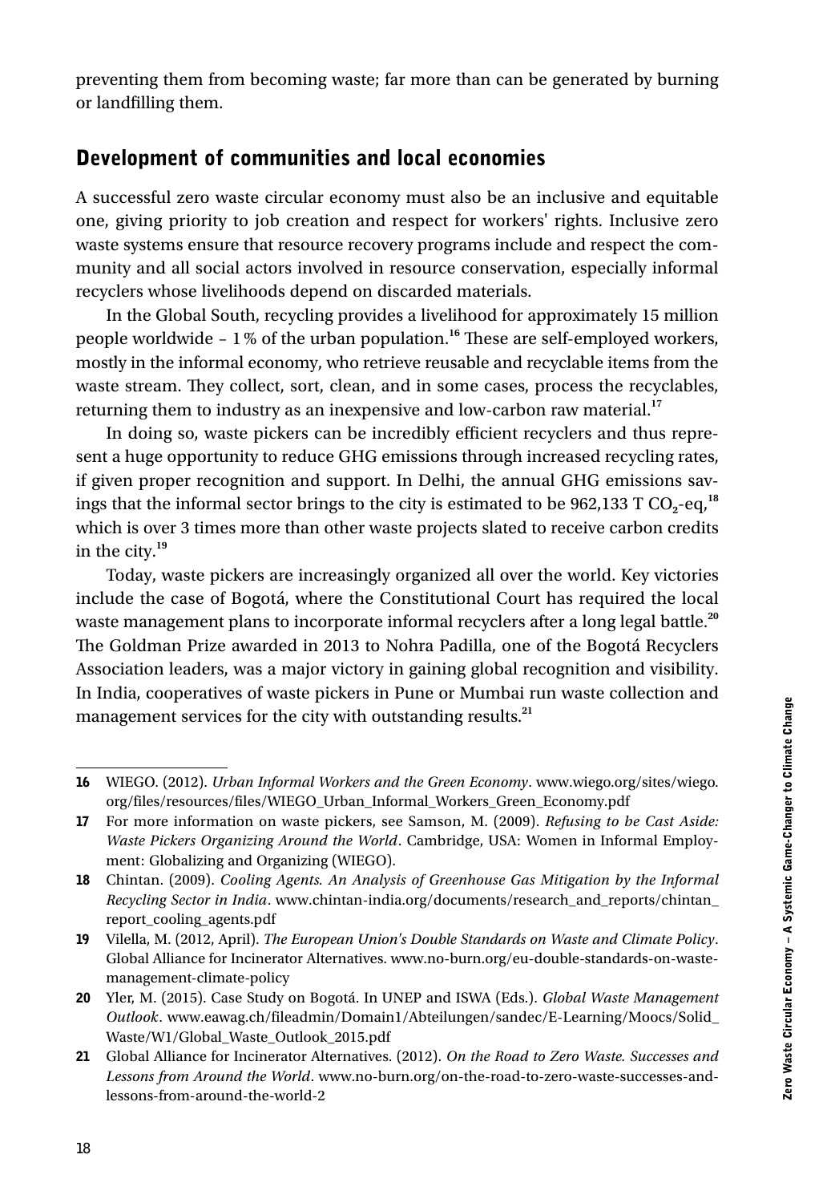preventing them from becoming waste; far more than can be generated by burning or landfilling them.

## Development of communities and local economies

A successful zero waste circular economy must also be an inclusive and equitable one, giving priority to job creation and respect for workers' rights. Inclusive zero waste systems ensure that resource recovery programs include and respect the community and all social actors involved in resource conservation, especially informal recyclers whose livelihoods depend on discarded materials.

In the Global South, recycling provides a livelihood for approximately 15 million people worldwide – 1 % of the urban population.[16] These are self-employed workers, mostly in the informal economy, who retrieve reusable and recyclable items from the waste stream. They collect, sort, clean, and in some cases, process the recyclables, returning them to industry as an inexpensive and low-carbon raw material.[17]

In doing so, waste pickers can be incredibly efficient recyclers and thus represent a huge opportunity to reduce GHG emissions through increased recycling rates, if given proper recognition and support. In Delhi, the annual GHG emissions savings that the informal sector brings to the city is estimated to be 962,133 T $CO_2$-eq,[18] which is over 3 times more than other waste projects slated to receive carbon credits in the city.[19]

Today, waste pickers are increasingly organized all over the world. Key victories include the case of Bogotá, where the Constitutional Court has required the local waste management plans to incorporate informal recyclers after a long legal battle.[20] The Goldman Prize awarded in 2013 to Nohra Padilla, one of the Bogotá Recyclers Association leaders, was a major victory in gaining global recognition and visibility. In India, cooperatives of waste pickers in Pune or Mumbai run waste collection and management services for the city with outstanding results.[21]

---

**16** WIEGO. (2012). *Urban Informal Workers and the Green Economy*. www.wiego.org/sites/wiego.org/files/resources/files/WIEGO_Urban_Informal_Workers_Green_Economy.pdf

**17** For more information on waste pickers, see Samson, M. (2009). *Refusing to be Cast Aside: Waste Pickers Organizing Around the World*. Cambridge, USA: Women in Informal Employment: Globalizing and Organizing (WIEGO).

**18** Chintan. (2009). *Cooling Agents. An Analysis of Greenhouse Gas Mitigation by the Informal Recycling Sector in India*. www.chintan-india.org/documents/research_and_reports/chintan_report_cooling_agents.pdf

**19** Vilella, M. (2012, April). *The European Union's Double Standards on Waste and Climate Policy*. Global Alliance for Incinerator Alternatives. www.no-burn.org/eu-double-standards-on-waste-management-climate-policy

**20** Yler, M. (2015). Case Study on Bogotá. In UNEP and ISWA (Eds.). *Global Waste Management Outlook*. www.eawag.ch/fileadmin/Domain1/Abteilungen/sandec/E-Learning/Moocs/Solid_Waste/W1/Global_Waste_Outlook_2015.pdf

**21** Global Alliance for Incinerator Alternatives. (2012). *On the Road to Zero Waste. Successes and Lessons from Around the World*. www.no-burn.org/on-the-road-to-zero-waste-successes-and-lessons-from-around-the-world-2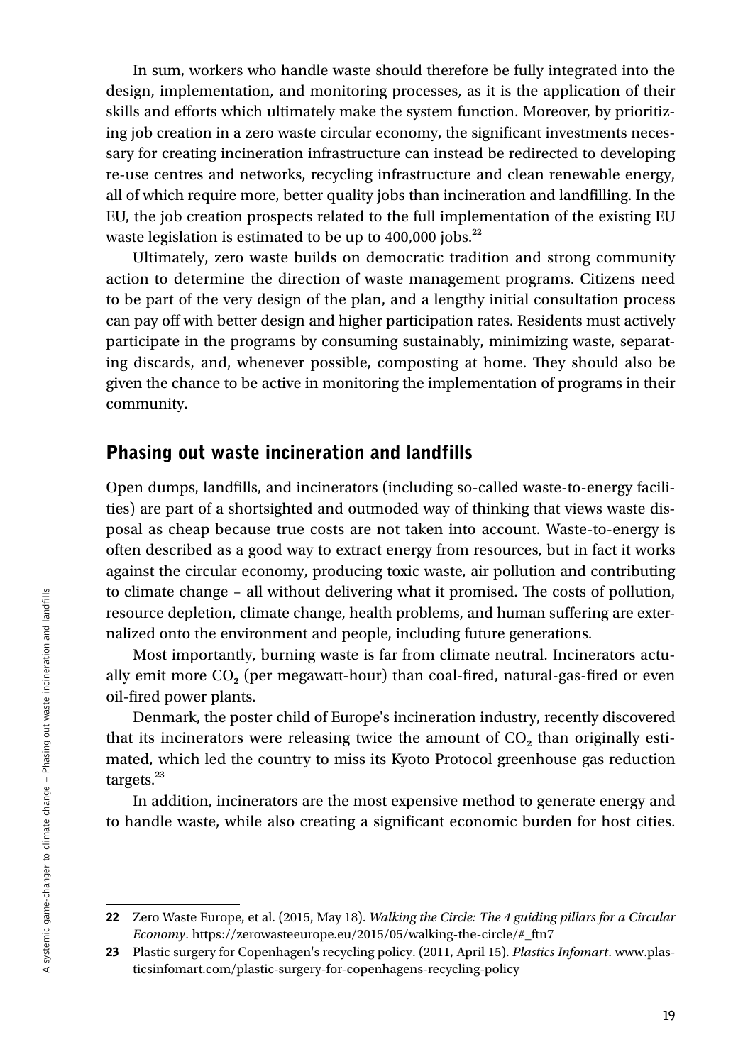In sum, workers who handle waste should therefore be fully integrated into the design, implementation, and monitoring processes, as it is the application of their skills and efforts which ultimately make the system function. Moreover, by prioritizing job creation in a zero waste circular economy, the significant investments necessary for creating incineration infrastructure can instead be redirected to developing re-use centres and networks, recycling infrastructure and clean renewable energy, all of which require more, better quality jobs than incineration and landfilling. In the EU, the job creation prospects related to the full implementation of the existing EU waste legislation is estimated to be up to 400,000 jobs.[22]

Ultimately, zero waste builds on democratic tradition and strong community action to determine the direction of waste management programs. Citizens need to be part of the very design of the plan, and a lengthy initial consultation process can pay off with better design and higher participation rates. Residents must actively participate in the programs by consuming sustainably, minimizing waste, separating discards, and, whenever possible, composting at home. They should also be given the chance to be active in monitoring the implementation of programs in their community.

## Phasing out waste incineration and landfills

Open dumps, landfills, and incinerators (including so-called waste-to-energy facilities) are part of a shortsighted and outmoded way of thinking that views waste disposal as cheap because true costs are not taken into account. Waste-to-energy is often described as a good way to extract energy from resources, but in fact it works against the circular economy, producing toxic waste, air pollution and contributing to climate change – all without delivering what it promised. The costs of pollution, resource depletion, climate change, health problems, and human suffering are externalized onto the environment and people, including future generations.

Most importantly, burning waste is far from climate neutral. Incinerators actually emit more $CO_2$ (per megawatt-hour) than coal-fired, natural-gas-fired or even oil-fired power plants.

Denmark, the poster child of Europe's incineration industry, recently discovered that its incinerators were releasing twice the amount of $CO_2$ than originally estimated, which led the country to miss its Kyoto Protocol greenhouse gas reduction targets.[23]

In addition, incinerators are the most expensive method to generate energy and to handle waste, while also creating a significant economic burden for host cities.

---

22 Zero Waste Europe, et al. (2015, May 18). *Walking the Circle: The 4 guiding pillars for a Circular Economy*. https://zerowasteeurope.eu/2015/05/walking-the-circle/#_ftn7

23 Plastic surgery for Copenhagen's recycling policy. (2011, April 15). *Plastics Infomart*. www.plasticsinfomart.com/plastic-surgery-for-copenhagens-recycling-policy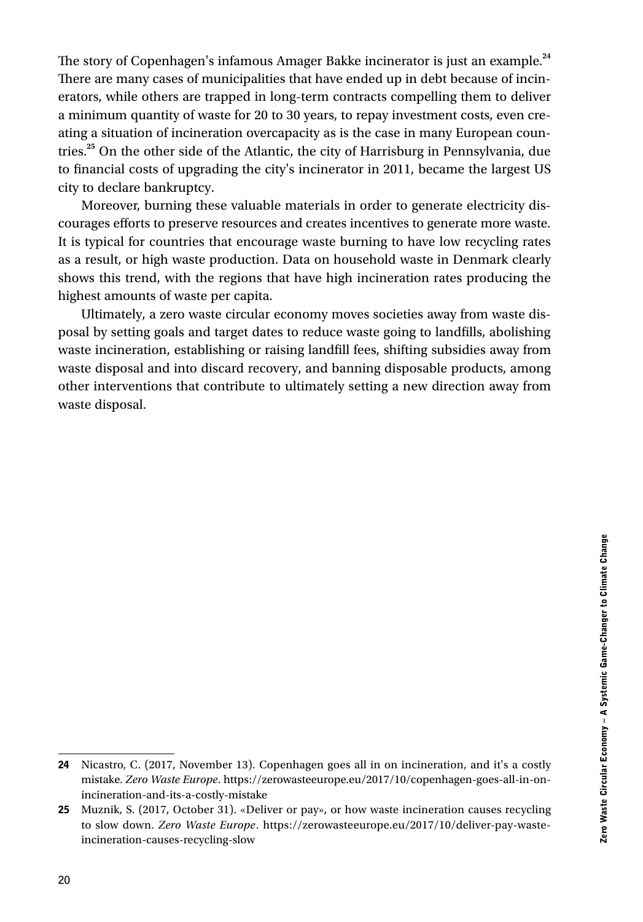The story of Copenhagen's infamous Amager Bakke incinerator is just an example.[24] There are many cases of municipalities that have ended up in debt because of incinerators, while others are trapped in long-term contracts compelling them to deliver a minimum quantity of waste for 20 to 30 years, to repay investment costs, even creating a situation of incineration overcapacity as is the case in many European countries.[25] On the other side of the Atlantic, the city of Harrisburg in Pennsylvania, due to financial costs of upgrading the city's incinerator in 2011, became the largest US city to declare bankruptcy.

Moreover, burning these valuable materials in order to generate electricity discourages efforts to preserve resources and creates incentives to generate more waste. It is typical for countries that encourage waste burning to have low recycling rates as a result, or high waste production. Data on household waste in Denmark clearly shows this trend, with the regions that have high incineration rates producing the highest amounts of waste per capita.

Ultimately, a zero waste circular economy moves societies away from waste disposal by setting goals and target dates to reduce waste going to landfills, abolishing waste incineration, establishing or raising landfill fees, shifting subsidies away from waste disposal and into discard recovery, and banning disposable products, among other interventions that contribute to ultimately setting a new direction away from waste disposal.

---

**24** Nicastro, C. (2017, November 13). Copenhagen goes all in on incineration, and it's a costly mistake. *Zero Waste Europe*. https://zerowasteeurope.eu/2017/10/copenhagen-goes-all-in-on-incineration-and-its-a-costly-mistake

**25** Muznik, S. (2017, October 31). «Deliver or pay», or how waste incineration causes recycling to slow down. *Zero Waste Europe*. https://zerowasteeurope.eu/2017/10/deliver-pay-waste-incineration-causes-recycling-slow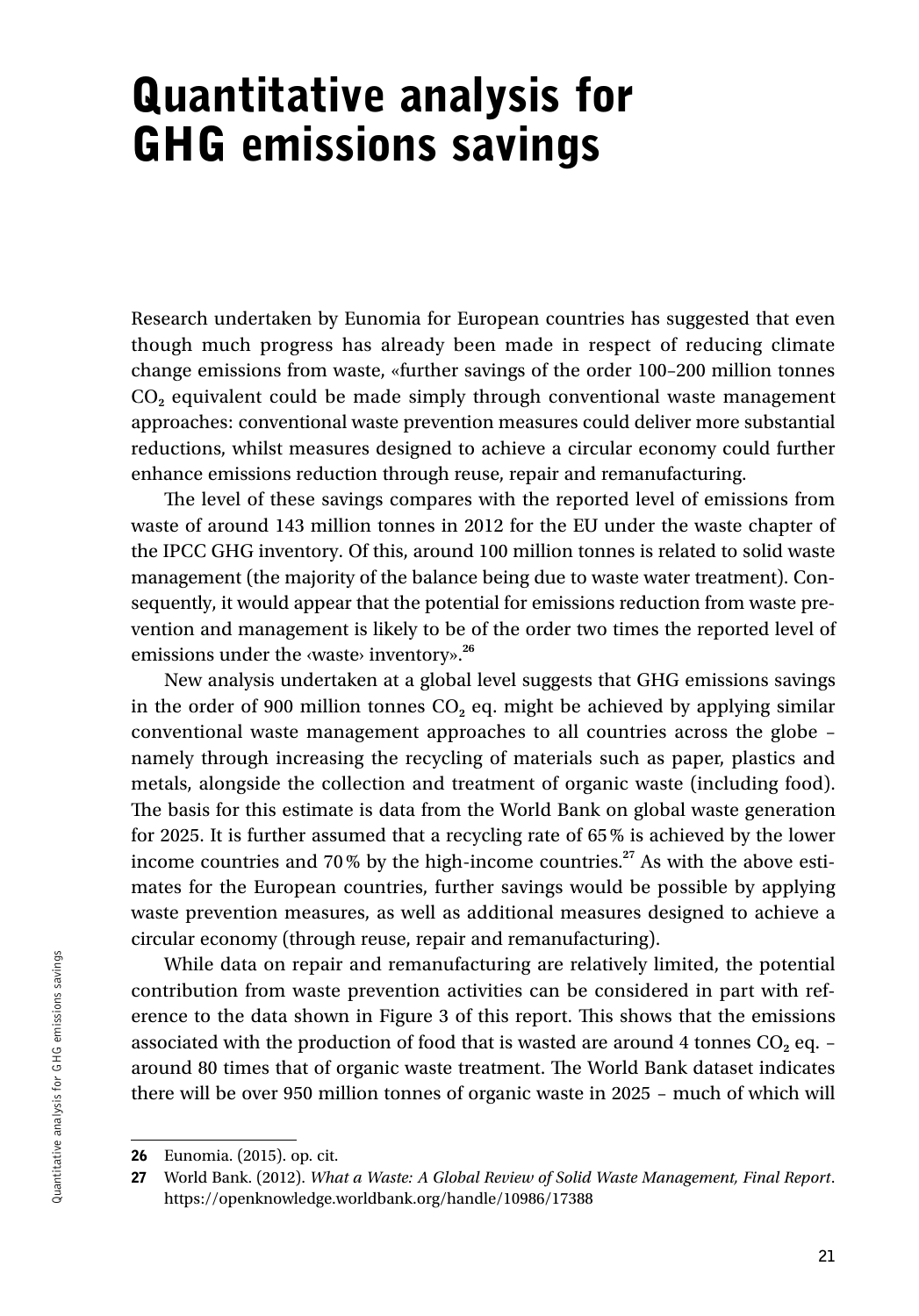# Quantitative analysis for GHG emissions savings

Research undertaken by Eunomia for European countries has suggested that even though much progress has already been made in respect of reducing climate change emissions from waste, «further savings of the order 100–200 million tonnes $CO_2$ equivalent could be made simply through conventional waste management approaches: conventional waste prevention measures could deliver more substantial reductions, whilst measures designed to achieve a circular economy could further enhance emissions reduction through reuse, repair and remanufacturing.

The level of these savings compares with the reported level of emissions from waste of around 143 million tonnes in 2012 for the EU under the waste chapter of the IPCC GHG inventory. Of this, around 100 million tonnes is related to solid waste management (the majority of the balance being due to waste water treatment). Consequently, it would appear that the potential for emissions reduction from waste prevention and management is likely to be of the order two times the reported level of emissions under the ‹waste› inventory».[26]

New analysis undertaken at a global level suggests that GHG emissions savings in the order of 900 million tonnes $CO_2$ eq. might be achieved by applying similar conventional waste management approaches to all countries across the globe – namely through increasing the recycling of materials such as paper, plastics and metals, alongside the collection and treatment of organic waste (including food). The basis for this estimate is data from the World Bank on global waste generation for 2025. It is further assumed that a recycling rate of 65 % is achieved by the lower income countries and 70 % by the high-income countries.[27] As with the above estimates for the European countries, further savings would be possible by applying waste prevention measures, as well as additional measures designed to achieve a circular economy (through reuse, repair and remanufacturing).

While data on repair and remanufacturing are relatively limited, the potential contribution from waste prevention activities can be considered in part with reference to the data shown in Figure 3 of this report. This shows that the emissions associated with the production of food that is wasted are around 4 tonnes $CO_2$ eq. – around 80 times that of organic waste treatment. The World Bank dataset indicates there will be over 950 million tonnes of organic waste in 2025 – much of which will

---

**26** Eunomia. (2015). op. cit.

**27** World Bank. (2012). *What a Waste: A Global Review of Solid Waste Management, Final Report*. https://openknowledge.worldbank.org/handle/10986/17388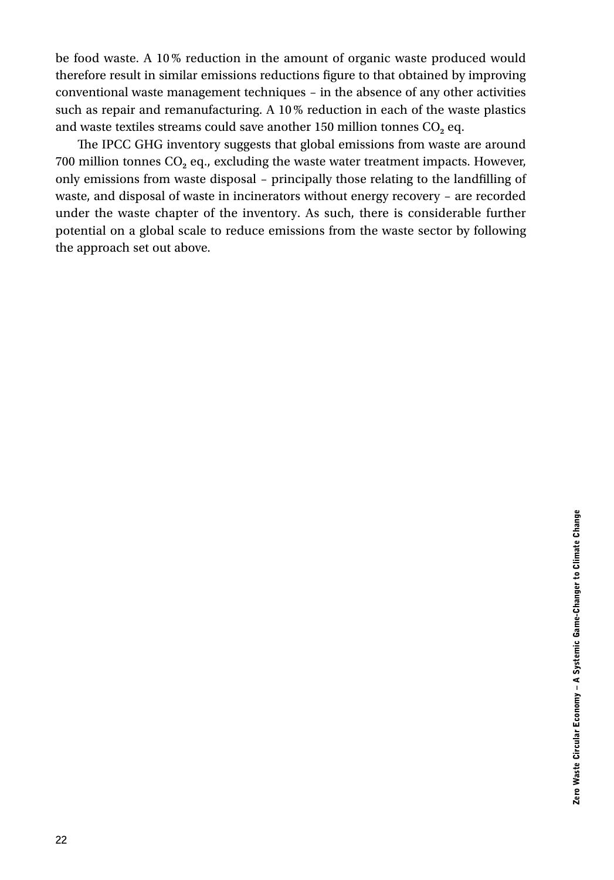be food waste. A 10 % reduction in the amount of organic waste produced would therefore result in similar emissions reductions figure to that obtained by improving conventional waste management techniques – in the absence of any other activities such as repair and remanufacturing. A 10 % reduction in each of the waste plastics and waste textiles streams could save another 150 million tonnes $CO_2$ eq.

The IPCC GHG inventory suggests that global emissions from waste are around 700 million tonnes $CO_2$ eq., excluding the waste water treatment impacts. However, only emissions from waste disposal – principally those relating to the landfilling of waste, and disposal of waste in incinerators without energy recovery – are recorded under the waste chapter of the inventory. As such, there is considerable further potential on a global scale to reduce emissions from the waste sector by following the approach set out above.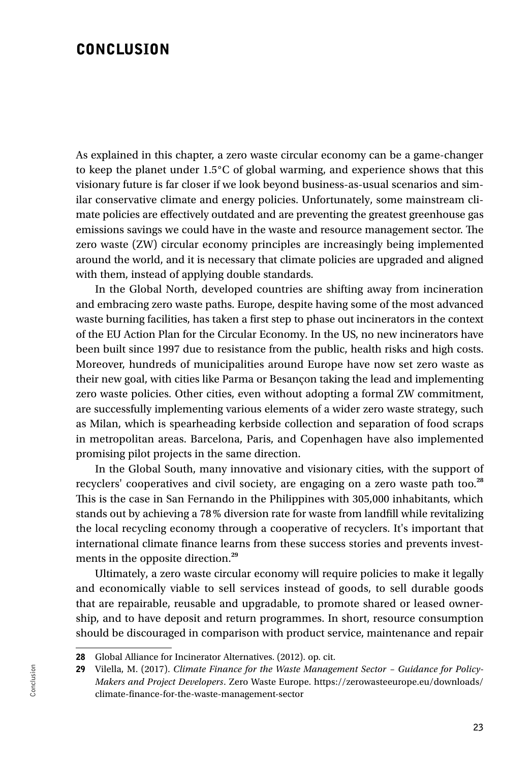## CONCLUSION

As explained in this chapter, a zero waste circular economy can be a game-changer to keep the planet under 1.5°C of global warming, and experience shows that this visionary future is far closer if we look beyond business-as-usual scenarios and similar conservative climate and energy policies. Unfortunately, some mainstream climate policies are effectively outdated and are preventing the greatest greenhouse gas emissions savings we could have in the waste and resource management sector. The zero waste (ZW) circular economy principles are increasingly being implemented around the world, and it is necessary that climate policies are upgraded and aligned with them, instead of applying double standards.

In the Global North, developed countries are shifting away from incineration and embracing zero waste paths. Europe, despite having some of the most advanced waste burning facilities, has taken a first step to phase out incinerators in the context of the EU Action Plan for the Circular Economy. In the US, no new incinerators have been built since 1997 due to resistance from the public, health risks and high costs. Moreover, hundreds of municipalities around Europe have now set zero waste as their new goal, with cities like Parma or Besançon taking the lead and implementing zero waste policies. Other cities, even without adopting a formal ZW commitment, are successfully implementing various elements of a wider zero waste strategy, such as Milan, which is spearheading kerbside collection and separation of food scraps in metropolitan areas. Barcelona, Paris, and Copenhagen have also implemented promising pilot projects in the same direction.

In the Global South, many innovative and visionary cities, with the support of recyclers' cooperatives and civil society, are engaging on a zero waste path too.[28] This is the case in San Fernando in the Philippines with 305,000 inhabitants, which stands out by achieving a 78% diversion rate for waste from landfill while revitalizing the local recycling economy through a cooperative of recyclers. It's important that international climate finance learns from these success stories and prevents investments in the opposite direction.[29]

Ultimately, a zero waste circular economy will require policies to make it legally and economically viable to sell services instead of goods, to sell durable goods that are repairable, reusable and upgradable, to promote shared or leased ownership, and to have deposit and return programmes. In short, resource consumption should be discouraged in comparison with product service, maintenance and repair

---

**28** Global Alliance for Incinerator Alternatives. (2012). op. cit.

**29** Vilella, M. (2017). *Climate Finance for the Waste Management Sector – Guidance for Policy-Makers and Project Developers*. Zero Waste Europe. https://zerowasteeurope.eu/downloads/climate-finance-for-the-waste-management-sector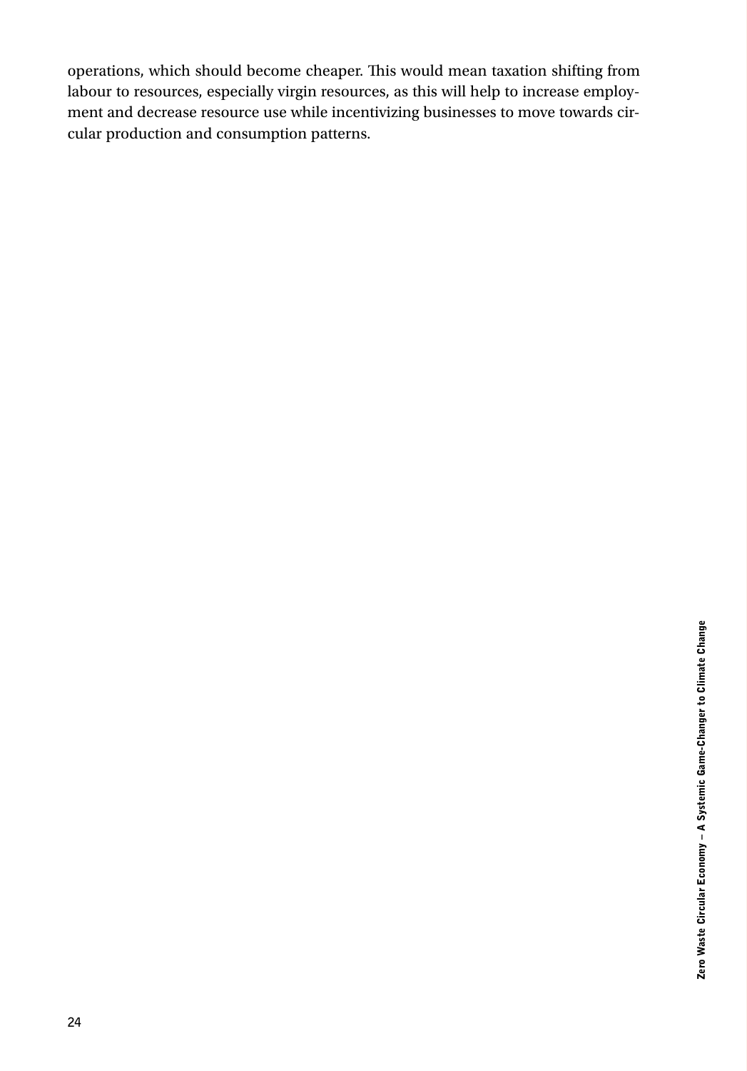operations, which should become cheaper. This would mean taxation shifting from labour to resources, especially virgin resources, as this will help to increase employment and decrease resource use while incentivizing businesses to move towards circular production and consumption patterns.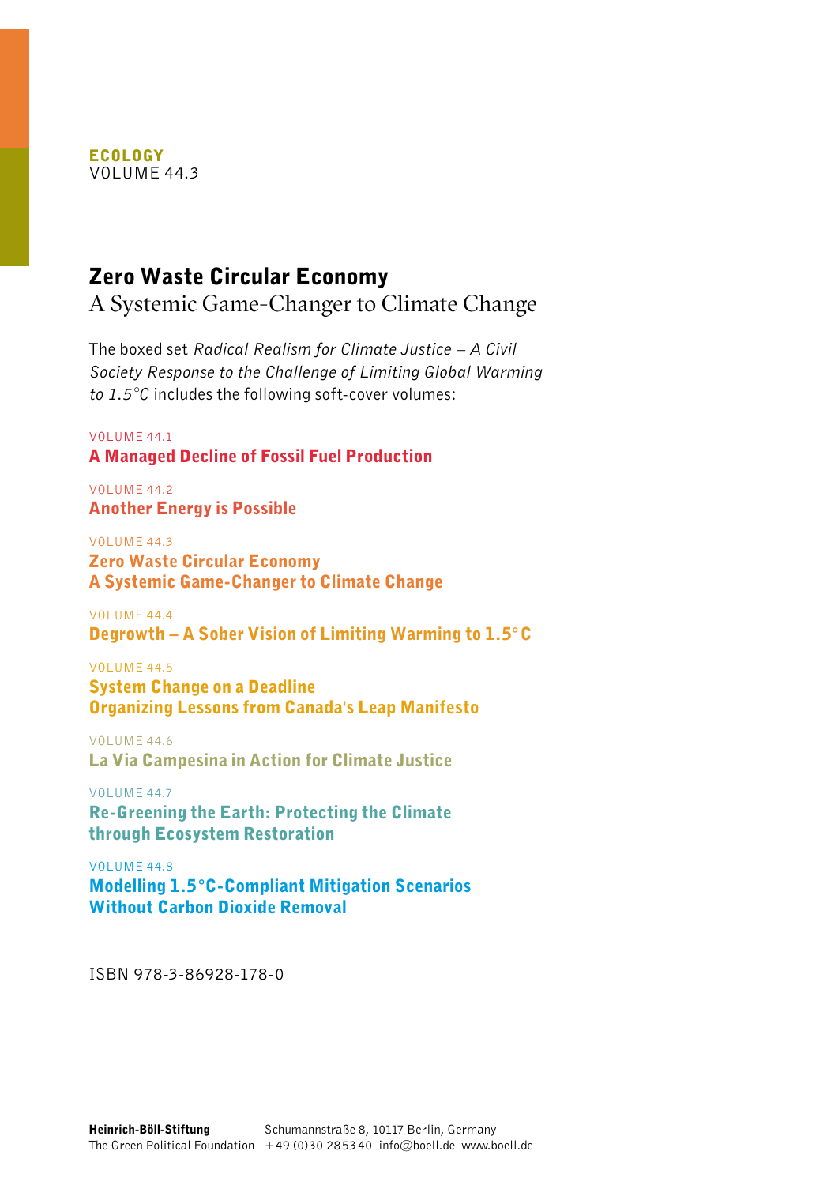**ECOLOGY**
VOLUME 44.3

# Zero Waste Circular Economy

## A Systemic Game-Changer to Climate Change

The boxed set *Radical Realism for Climate Justice – A Civil Society Response to the Challenge of Limiting Global Warming to 1.5°C* includes the following soft-cover volumes:

VOLUME 44.1
**A Managed Decline of Fossil Fuel Production**

VOLUME 44.2
**Another Energy is Possible**

VOLUME 44.3
**Zero Waste Circular Economy**
**A Systemic Game-Changer to Climate Change**

VOLUME 44.4
**Degrowth – A Sober Vision of Limiting Warming to 1.5°C**

VOLUME 44.5
**System Change on a Deadline**
**Organizing Lessons from Canada's Leap Manifesto**

VOLUME 44.6
**La Via Campesina in Action for Climate Justice**

VOLUME 44.7
**Re-Greening the Earth: Protecting the Climate through Ecosystem Restoration**

VOLUME 44.8
**Modelling 1.5°C-Compliant Mitigation Scenarios Without Carbon Dioxide Removal**

ISBN 978-3-86928-178-0

**Heinrich-Böll-Stiftung** Schumannstraße 8, 10117 Berlin, Germany
The Green Political Foundation +49 (0)30 285340 info@boell.de www.boell.de